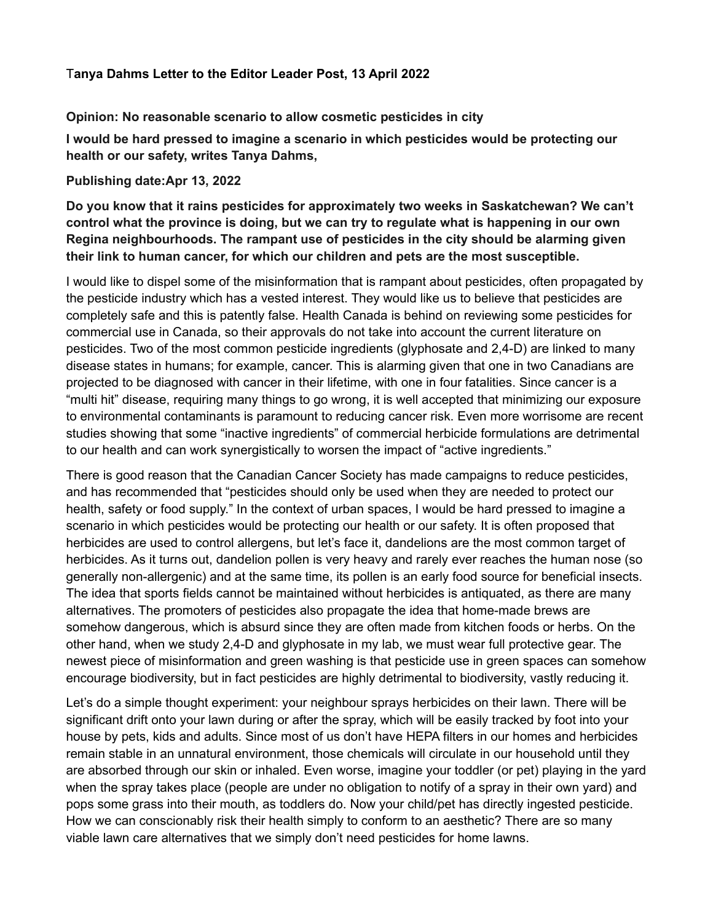**Tanya Dahms Letter to the Editor Leader Post, 13 April 2022**

**Opinion: No reasonable scenario to allow cosmetic pesticides in city**

**I would be hard pressed to imagine a scenario in which pesticides would be protecting our health or our safety, writes Tanya Dahms,**

**Publishing date:Apr 13, 2022**

**Do you know that it rains pesticides for approximately two weeks in Saskatchewan? We can't control what the province is doing, but we can try to regulate what is happening in our own Regina neighbourhoods. The rampant use of pesticides in the city should be alarming given their link to human cancer, for which our children and pets are the most susceptible.**

I would like to dispel some of the misinformation that is rampant about pesticides, often propagated by the pesticide industry which has a vested interest. They would like us to believe that pesticides are completely safe and this is patently false. Health Canada is behind on reviewing some pesticides for commercial use in Canada, so their approvals do not take into account the current literature on pesticides. Two of the most common pesticide ingredients (glyphosate and 2,4-D) are linked to many disease states in humans; for example, cancer. This is alarming given that one in two Canadians are projected to be diagnosed with cancer in their lifetime, with one in four fatalities. Since cancer is a "multi hit" disease, requiring many things to go wrong, it is well accepted that minimizing our exposure to environmental contaminants is paramount to reducing cancer risk. Even more worrisome are recent studies showing that some "inactive ingredients" of commercial herbicide formulations are detrimental to our health and can work synergistically to worsen the impact of "active ingredients."

There is good reason that the Canadian Cancer Society has made campaigns to reduce pesticides, and has recommended that "pesticides should only be used when they are needed to protect our health, safety or food supply." In the context of urban spaces, I would be hard pressed to imagine a scenario in which pesticides would be protecting our health or our safety. It is often proposed that herbicides are used to control allergens, but let's face it, dandelions are the most common target of herbicides. As it turns out, dandelion pollen is very heavy and rarely ever reaches the human nose (so generally non-allergenic) and at the same time, its pollen is an early food source for beneficial insects. The idea that sports fields cannot be maintained without herbicides is antiquated, as there are many alternatives. The promoters of pesticides also propagate the idea that home-made brews are somehow dangerous, which is absurd since they are often made from kitchen foods or herbs. On the other hand, when we study 2,4-D and glyphosate in my lab, we must wear full protective gear. The newest piece of misinformation and green washing is that pesticide use in green spaces can somehow encourage biodiversity, but in fact pesticides are highly detrimental to biodiversity, vastly reducing it.

Let's do a simple thought experiment: your neighbour sprays herbicides on their lawn. There will be significant drift onto your lawn during or after the spray, which will be easily tracked by foot into your house by pets, kids and adults. Since most of us don't have HEPA filters in our homes and herbicides remain stable in an unnatural environment, those chemicals will circulate in our household until they are absorbed through our skin or inhaled. Even worse, imagine your toddler (or pet) playing in the yard when the spray takes place (people are under no obligation to notify of a spray in their own yard) and pops some grass into their mouth, as toddlers do. Now your child/pet has directly ingested pesticide. How we can conscionably risk their health simply to conform to an aesthetic? There are so many viable lawn care alternatives that we simply don't need pesticides for home lawns.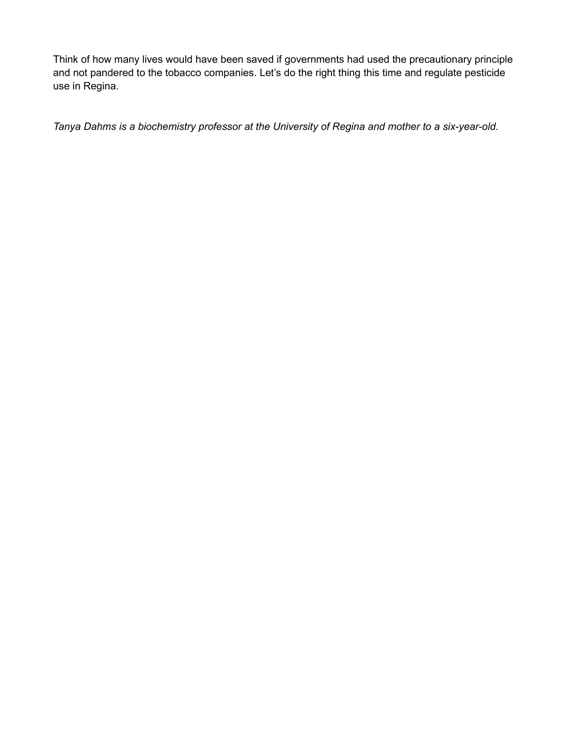Think of how many lives would have been saved if governments had used the precautionary principle and not pandered to the tobacco companies. Let's do the right thing this time and regulate pesticide use in Regina.

*Tanya Dahms is a biochemistry professor at the University of Regina and mother to a six-year-old.*